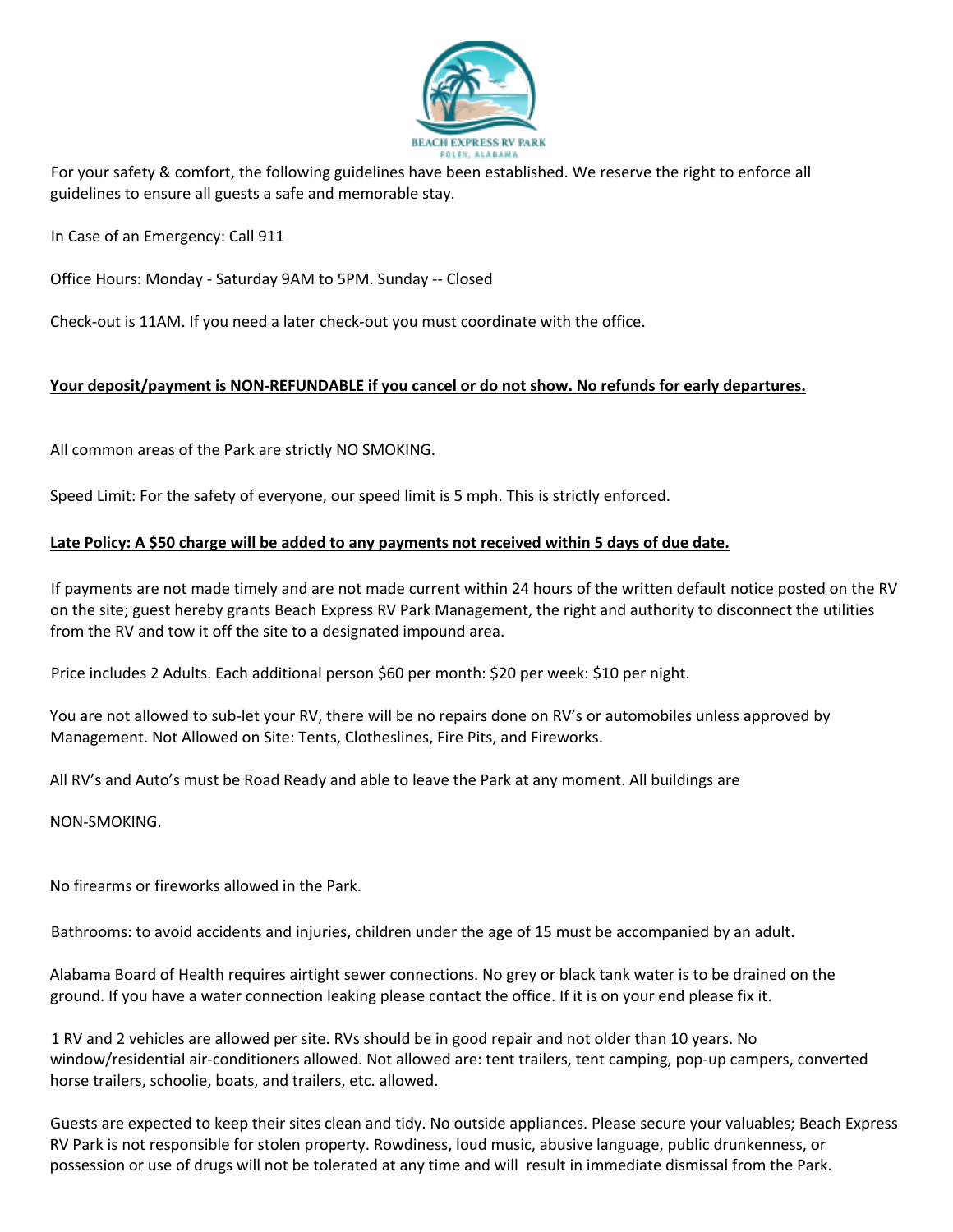BEACH EXPRESS RV PARK

FOLEY, ALABAMA

For your safety & comfort, the following guidelines have been established. We reserve the right to enforce all guidelines to ensure all guests a safe and memorable stay.

In Case of an Emergency: Call 911

Office Hours: Monday - Saturday 9AM to 5PM. Sunday -- Closed

Check-out is 11AM. If you need a later check-out you must coordinate with the office.

**Your deposit/payment is NON-REFUNDABLE if you cancel or do not show. No refunds for early departures.**

All common areas of the Park are strictly NO SMOKING.

Speed Limit: For the safety of everyone, our speed limit is 5 mph. This is strictly enforced.

**Late Policy: A $50 charge will be added to any payments not received within 5 days of due date.**

If payments are not made timely and are not made current within 24 hours of the written default notice posted on the RV on the site; guest hereby grants Beach Express RV Park Management, the right and authority to disconnect the utilities from the RV and tow it off the site to a designated impound area.

Price includes 2 Adults. Each additional person $60 per month: $20 per week: $10 per night.

You are not allowed to sub-let your RV, there will be no repairs done on RV's or automobiles unless approved by Management. Not Allowed on Site: Tents, Clotheslines, Fire Pits, and Fireworks.

All RV's and Auto's must be Road Ready and able to leave the Park at any moment. All buildings are

NON-SMOKING.

No firearms or fireworks allowed in the Park.

Bathrooms: to avoid accidents and injuries, children under the age of 15 must be accompanied by an adult.

Alabama Board of Health requires airtight sewer connections. No grey or black tank water is to be drained on the ground. If you have a water connection leaking please contact the office. If it is on your end please fix it.

1 RV and 2 vehicles are allowed per site. RVs should be in good repair and not older than 10 years. No window/residential air-conditioners allowed. Not allowed are: tent trailers, tent camping, pop-up campers, converted horse trailers, schoolie, boats, and trailers, etc. allowed.

Guests are expected to keep their sites clean and tidy. No outside appliances. Please secure your valuables; Beach Express RV Park is not responsible for stolen property. Rowdiness, loud music, abusive language, public drunkenness, or possession or use of drugs will not be tolerated at any time and will result in immediate dismissal from the Park.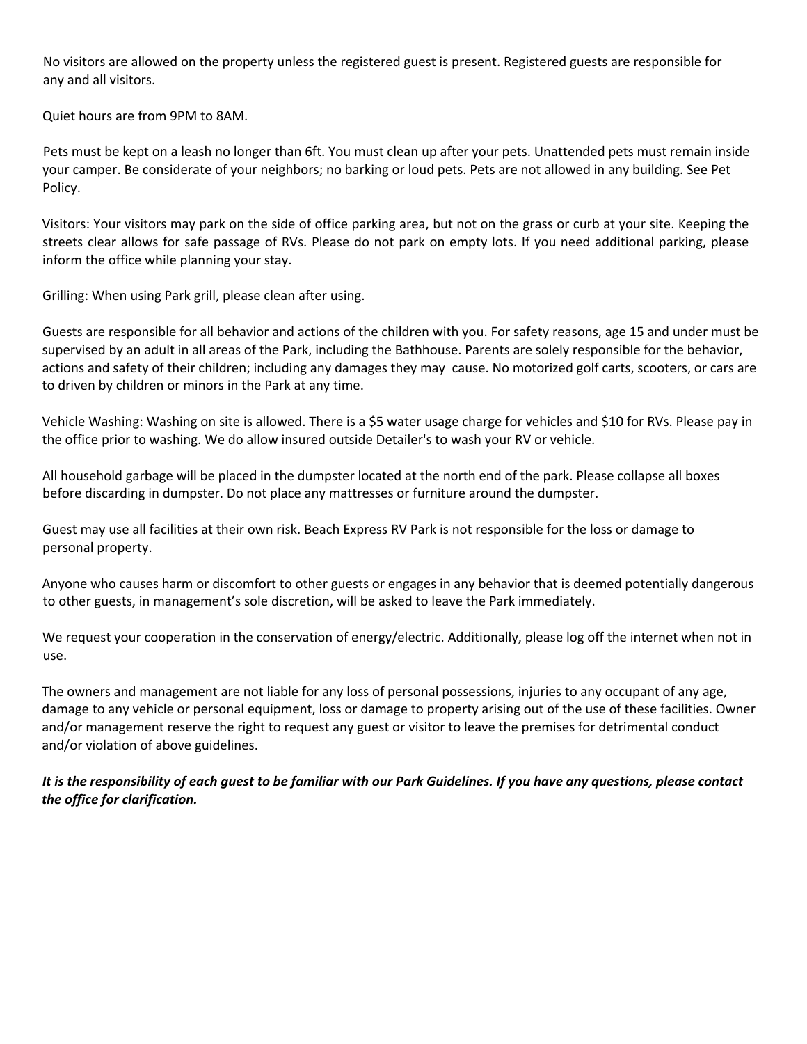No visitors are allowed on the property unless the registered guest is present. Registered guests are responsible for any and all visitors.

Quiet hours are from 9PM to 8AM.

Pets must be kept on a leash no longer than 6ft. You must clean up after your pets. Unattended pets must remain inside your camper. Be considerate of your neighbors; no barking or loud pets. Pets are not allowed in any building. See Pet Policy.

Visitors: Your visitors may park on the side of office parking area, but not on the grass or curb at your site. Keeping the streets clear allows for safe passage of RVs. Please do not park on empty lots. If you need additional parking, please inform the office while planning your stay.

Grilling: When using Park grill, please clean after using.

Guests are responsible for all behavior and actions of the children with you. For safety reasons, age 15 and under must be supervised by an adult in all areas of the Park, including the Bathhouse. Parents are solely responsible for the behavior, actions and safety of their children; including any damages they may cause. No motorized golf carts, scooters, or cars are to driven by children or minors in the Park at any time.

Vehicle Washing: Washing on site is allowed. There is a $5 water usage charge for vehicles and $10 for RVs. Please pay in the office prior to washing. We do allow insured outside Detailer's to wash your RV or vehicle.

All household garbage will be placed in the dumpster located at the north end of the park. Please collapse all boxes before discarding in dumpster. Do not place any mattresses or furniture around the dumpster.

Guest may use all facilities at their own risk. Beach Express RV Park is not responsible for the loss or damage to personal property.

Anyone who causes harm or discomfort to other guests or engages in any behavior that is deemed potentially dangerous to other guests, in management's sole discretion, will be asked to leave the Park immediately.

We request your cooperation in the conservation of energy/electric. Additionally, please log off the internet when not in use.

The owners and management are not liable for any loss of personal possessions, injuries to any occupant of any age, damage to any vehicle or personal equipment, loss or damage to property arising out of the use of these facilities. Owner and/or management reserve the right to request any guest or visitor to leave the premises for detrimental conduct and/or violation of above guidelines.

***It is the responsibility of each guest to be familiar with our Park Guidelines. If you have any questions, please contact the office for clarification.***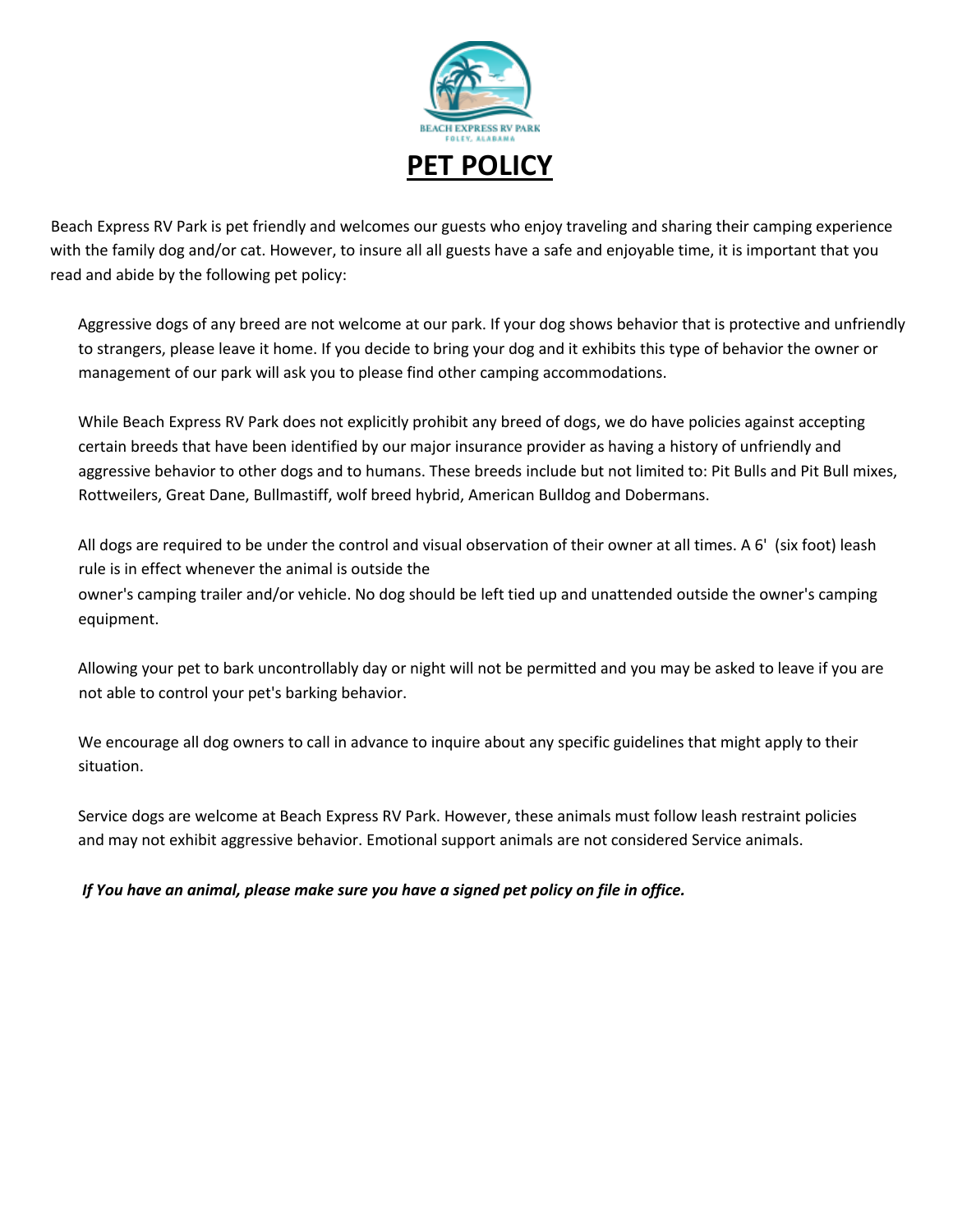BEACH EXPRESS RV PARK

FOLEY, ALABAMA

# PET POLICY

Beach Express RV Park is pet friendly and welcomes our guests who enjoy traveling and sharing their camping experience with the family dog and/or cat. However, to insure all all guests have a safe and enjoyable time, it is important that you read and abide by the following pet policy:

Aggressive dogs of any breed are not welcome at our park. If your dog shows behavior that is protective and unfriendly to strangers, please leave it home. If you decide to bring your dog and it exhibits this type of behavior the owner or management of our park will ask you to please find other camping accommodations.

While Beach Express RV Park does not explicitly prohibit any breed of dogs, we do have policies against accepting certain breeds that have been identified by our major insurance provider as having a history of unfriendly and aggressive behavior to other dogs and to humans. These breeds include but not limited to: Pit Bulls and Pit Bull mixes, Rottweilers, Great Dane, Bullmastiff, wolf breed hybrid, American Bulldog and Dobermans.

All dogs are required to be under the control and visual observation of their owner at all times. A 6' (six foot) leash rule is in effect whenever the animal is outside the owner's camping trailer and/or vehicle. No dog should be left tied up and unattended outside the owner's camping equipment.

Allowing your pet to bark uncontrollably day or night will not be permitted and you may be asked to leave if you are not able to control your pet's barking behavior.

We encourage all dog owners to call in advance to inquire about any specific guidelines that might apply to their situation.

Service dogs are welcome at Beach Express RV Park. However, these animals must follow leash restraint policies and may not exhibit aggressive behavior. Emotional support animals are not considered Service animals.

***If You have an animal, please make sure you have a signed pet policy on file in office.***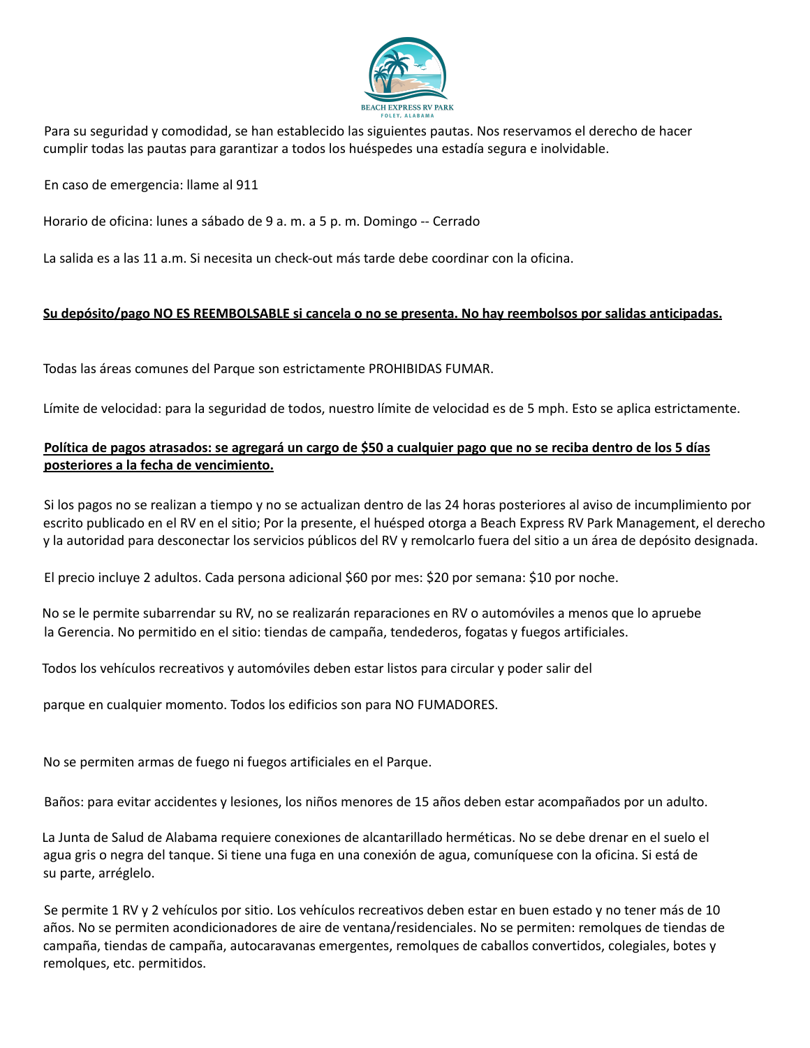Para su seguridad y comodidad, se han establecido las siguientes pautas. Nos reservamos el derecho de hacer cumplir todas las pautas para garantizar a todos los huéspedes una estadía segura e inolvidable.

En caso de emergencia: llame al 911

Horario de oficina: lunes a sábado de 9 a. m. a 5 p. m. Domingo -- Cerrado

La salida es a las 11 a.m. Si necesita un check-out más tarde debe coordinar con la oficina.

**Su depósito/pago NO ES REEMBOLSABLE si cancela o no se presenta. No hay reembolsos por salidas anticipadas.**

Todas las áreas comunes del Parque son estrictamente PROHIBIDAS FUMAR.

Límite de velocidad: para la seguridad de todos, nuestro límite de velocidad es de 5 mph. Esto se aplica estrictamente.

**Política de pagos atrasados: se agregará un cargo de $50 a cualquier pago que no se reciba dentro de los 5 días posteriores a la fecha de vencimiento.**

Si los pagos no se realizan a tiempo y no se actualizan dentro de las 24 horas posteriores al aviso de incumplimiento por escrito publicado en el RV en el sitio; Por la presente, el huésped otorga a Beach Express RV Park Management, el derecho y la autoridad para desconectar los servicios públicos del RV y remolcarlo fuera del sitio a un área de depósito designada.

El precio incluye 2 adultos. Cada persona adicional $60 por mes: $20 por semana: $10 por noche.

No se le permite subarrendar su RV, no se realizarán reparaciones en RV o automóviles a menos que lo apruebe la Gerencia. No permitido en el sitio: tiendas de campaña, tendederos, fogatas y fuegos artificiales.

Todos los vehículos recreativos y automóviles deben estar listos para circular y poder salir del

parque en cualquier momento. Todos los edificios son para NO FUMADORES.

No se permiten armas de fuego ni fuegos artificiales en el Parque.

Baños: para evitar accidentes y lesiones, los niños menores de 15 años deben estar acompañados por un adulto.

La Junta de Salud de Alabama requiere conexiones de alcantarillado herméticas. No se debe drenar en el suelo el agua gris o negra del tanque. Si tiene una fuga en una conexión de agua, comuníquese con la oficina. Si está de su parte, arréglelo.

Se permite 1 RV y 2 vehículos por sitio. Los vehículos recreativos deben estar en buen estado y no tener más de 10 años. No se permiten acondicionadores de aire de ventana/residenciales. No se permiten: remolques de tiendas de campaña, tiendas de campaña, autocaravanas emergentes, remolques de caballos convertidos, colegiales, botes y remolques, etc. permitidos.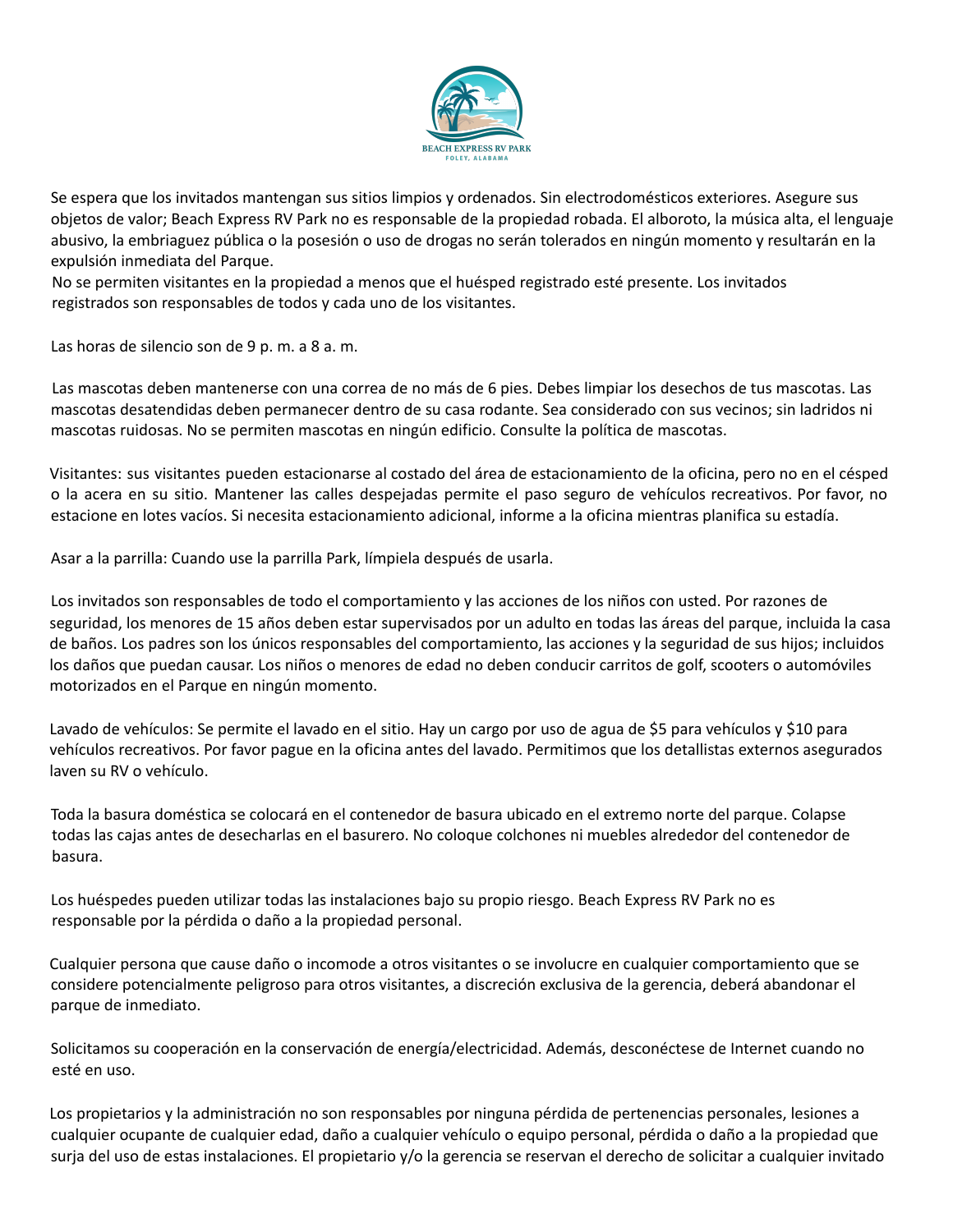Se espera que los invitados mantengan sus sitios limpios y ordenados. Sin electrodomésticos exteriores. Asegure sus objetos de valor; Beach Express RV Park no es responsable de la propiedad robada. El alboroto, la música alta, el lenguaje abusivo, la embriaguez pública o la posesión o uso de drogas no serán tolerados en ningún momento y resultarán en la expulsión inmediata del Parque.
No se permiten visitantes en la propiedad a menos que el huésped registrado esté presente. Los invitados registrados son responsables de todos y cada uno de los visitantes.

Las horas de silencio son de 9 p. m. a 8 a. m.

Las mascotas deben mantenerse con una correa de no más de 6 pies. Debes limpiar los desechos de tus mascotas. Las mascotas desatendidas deben permanecer dentro de su casa rodante. Sea considerado con sus vecinos; sin ladridos ni mascotas ruidosas. No se permiten mascotas en ningún edificio. Consulte la política de mascotas.

Visitantes: sus visitantes pueden estacionarse al costado del área de estacionamiento de la oficina, pero no en el césped o la acera en su sitio. Mantener las calles despejadas permite el paso seguro de vehículos recreativos. Por favor, no estacione en lotes vacíos. Si necesita estacionamiento adicional, informe a la oficina mientras planifica su estadía.

Asar a la parrilla: Cuando use la parrilla Park, límpiela después de usarla.

Los invitados son responsables de todo el comportamiento y las acciones de los niños con usted. Por razones de seguridad, los menores de 15 años deben estar supervisados por un adulto en todas las áreas del parque, incluida la casa de baños. Los padres son los únicos responsables del comportamiento, las acciones y la seguridad de sus hijos; incluidos los daños que puedan causar. Los niños o menores de edad no deben conducir carritos de golf, scooters o automóviles motorizados en el Parque en ningún momento.

Lavado de vehículos: Se permite el lavado en el sitio. Hay un cargo por uso de agua de $5 para vehículos y $10 para vehículos recreativos. Por favor pague en la oficina antes del lavado. Permitimos que los detallistas externos asegurados laven su RV o vehículo.

Toda la basura doméstica se colocará en el contenedor de basura ubicado en el extremo norte del parque. Colapse todas las cajas antes de desecharlas en el basurero. No coloque colchones ni muebles alrededor del contenedor de basura.

Los huéspedes pueden utilizar todas las instalaciones bajo su propio riesgo. Beach Express RV Park no es responsable por la pérdida o daño a la propiedad personal.

Cualquier persona que cause daño o incomode a otros visitantes o se involucre en cualquier comportamiento que se considere potencialmente peligroso para otros visitantes, a discreción exclusiva de la gerencia, deberá abandonar el parque de inmediato.

Solicitamos su cooperación en la conservación de energía/electricidad. Además, desconéctese de Internet cuando no esté en uso.

Los propietarios y la administración no son responsables por ninguna pérdida de pertenencias personales, lesiones a cualquier ocupante de cualquier edad, daño a cualquier vehículo o equipo personal, pérdida o daño a la propiedad que surja del uso de estas instalaciones. El propietario y/o la gerencia se reservan el derecho de solicitar a cualquier invitado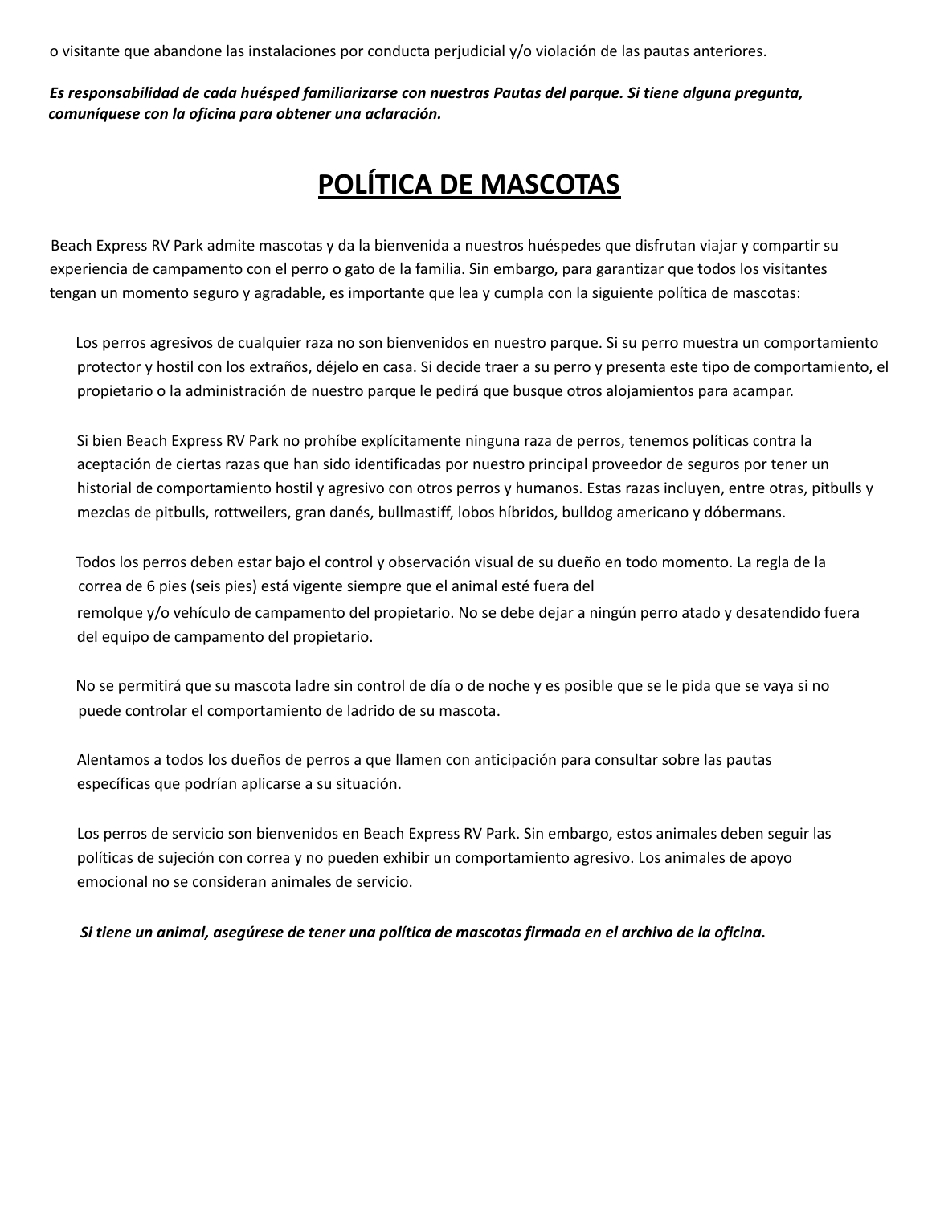o visitante que abandone las instalaciones por conducta perjudicial y/o violación de las pautas anteriores.

***Es responsabilidad de cada huésped familiarizarse con nuestras Pautas del parque. Si tiene alguna pregunta, comuníquese con la oficina para obtener una aclaración.***

# POLÍTICA DE MASCOTAS

Beach Express RV Park admite mascotas y da la bienvenida a nuestros huéspedes que disfrutan viajar y compartir su experiencia de campamento con el perro o gato de la familia. Sin embargo, para garantizar que todos los visitantes tengan un momento seguro y agradable, es importante que lea y cumpla con la siguiente política de mascotas:

Los perros agresivos de cualquier raza no son bienvenidos en nuestro parque. Si su perro muestra un comportamiento protector y hostil con los extraños, déjelo en casa. Si decide traer a su perro y presenta este tipo de comportamiento, el propietario o la administración de nuestro parque le pedirá que busque otros alojamientos para acampar.

Si bien Beach Express RV Park no prohíbe explícitamente ninguna raza de perros, tenemos políticas contra la aceptación de ciertas razas que han sido identificadas por nuestro principal proveedor de seguros por tener un historial de comportamiento hostil y agresivo con otros perros y humanos. Estas razas incluyen, entre otras, pitbulls y mezclas de pitbulls, rottweilers, gran danés, bullmastiff, lobos híbridos, bulldog americano y dóbermans.

Todos los perros deben estar bajo el control y observación visual de su dueño en todo momento. La regla de la correa de 6 pies (seis pies) está vigente siempre que el animal esté fuera del remolque y/o vehículo de campamento del propietario. No se debe dejar a ningún perro atado y desatendido fuera del equipo de campamento del propietario.

No se permitirá que su mascota ladre sin control de día o de noche y es posible que se le pida que se vaya si no puede controlar el comportamiento de ladrido de su mascota.

Alentamos a todos los dueños de perros a que llamen con anticipación para consultar sobre las pautas específicas que podrían aplicarse a su situación.

Los perros de servicio son bienvenidos en Beach Express RV Park. Sin embargo, estos animales deben seguir las políticas de sujeción con correa y no pueden exhibir un comportamiento agresivo. Los animales de apoyo emocional no se consideran animales de servicio.

***Si tiene un animal, asegúrese de tener una política de mascotas firmada en el archivo de la oficina.***